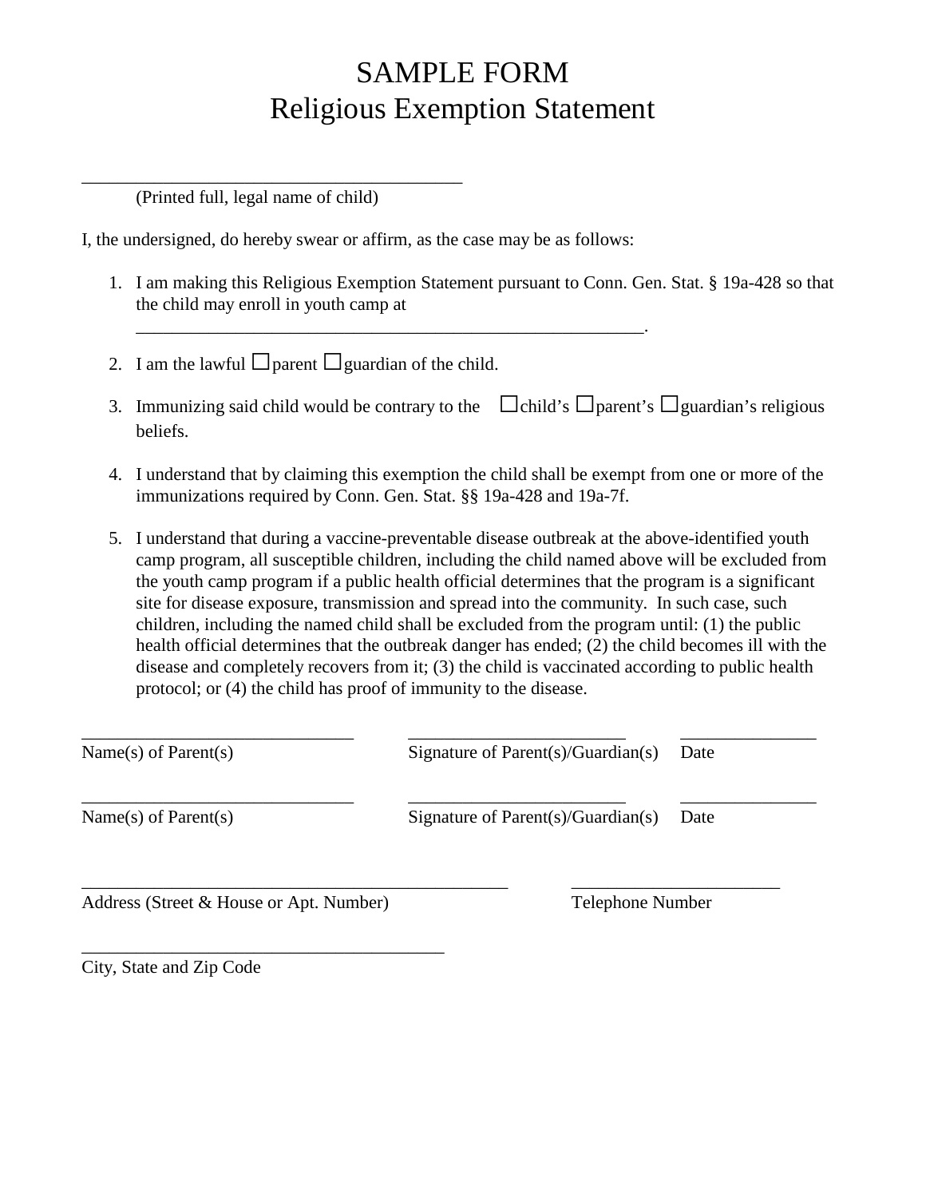# SAMPLE FORM
# Religious Exemption Statement

________________________________________
(Printed full, legal name of child)

I, the undersigned, do hereby swear or affirm, as the case may be as follows:

1. I am making this Religious Exemption Statement pursuant to Conn. Gen. Stat. § 19a-428 so that the child may enroll in youth camp at _____________________________________________________.

2. I am the lawful ☐parent ☐guardian of the child.

3. Immunizing said child would be contrary to the ☐child's ☐parent's ☐guardian's religious beliefs.

4. I understand that by claiming this exemption the child shall be exempt from one or more of the immunizations required by Conn. Gen. Stat. §§ 19a-428 and 19a-7f.

5. I understand that during a vaccine-preventable disease outbreak at the above-identified youth camp program, all susceptible children, including the child named above will be excluded from the youth camp program if a public health official determines that the program is a significant site for disease exposure, transmission and spread into the community. In such case, such children, including the named child shall be excluded from the program until: (1) the public health official determines that the outbreak danger has ended; (2) the child becomes ill with the disease and completely recovers from it; (3) the child is vaccinated according to public health protocol; or (4) the child has proof of immunity to the disease.

| ____________________________ | ______________________ | _____________ |
|---|---|---|
| Name(s) of Parent(s) | Signature of Parent(s)/Guardian(s) | Date |
| ____________________________ | ______________________ | _____________ |
| Name(s) of Parent(s) | Signature of Parent(s)/Guardian(s) | Date |

____________________________________________ ______________________
Address (Street & House or Apt. Number) Telephone Number

_____________________________________
City, State and Zip Code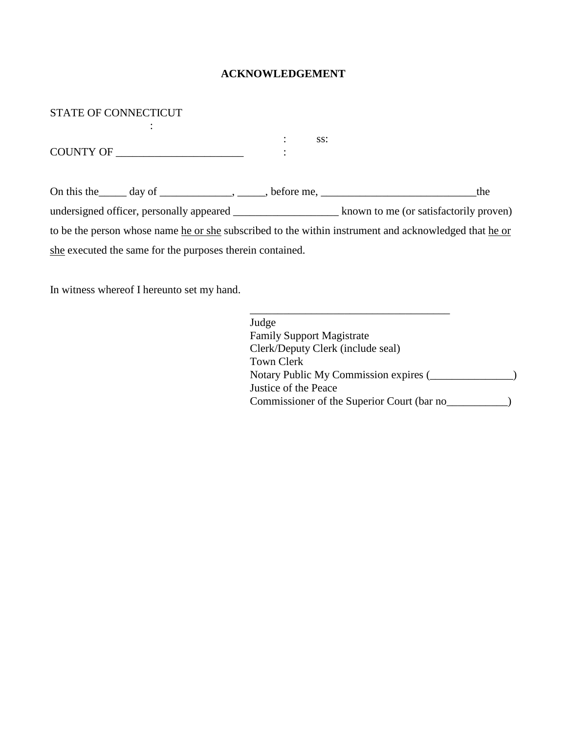**ACKNOWLEDGEMENT**

STATE OF CONNECTICUT
:
: ss:
COUNTY OF _______________________ :

On this the_____ day of _____________, _____, before me, ____________________________the undersigned officer, personally appeared ___________________ known to me (or satisfactorily proven) to be the person whose name he or she subscribed to the within instrument and acknowledged that he or she executed the same for the purposes therein contained.

In witness whereof I hereunto set my hand.

_____________________________________
Judge
Family Support Magistrate
Clerk/Deputy Clerk (include seal)
Town Clerk
Notary Public My Commission expires (_______________)
Justice of the Peace
Commissioner of the Superior Court (bar no___________)